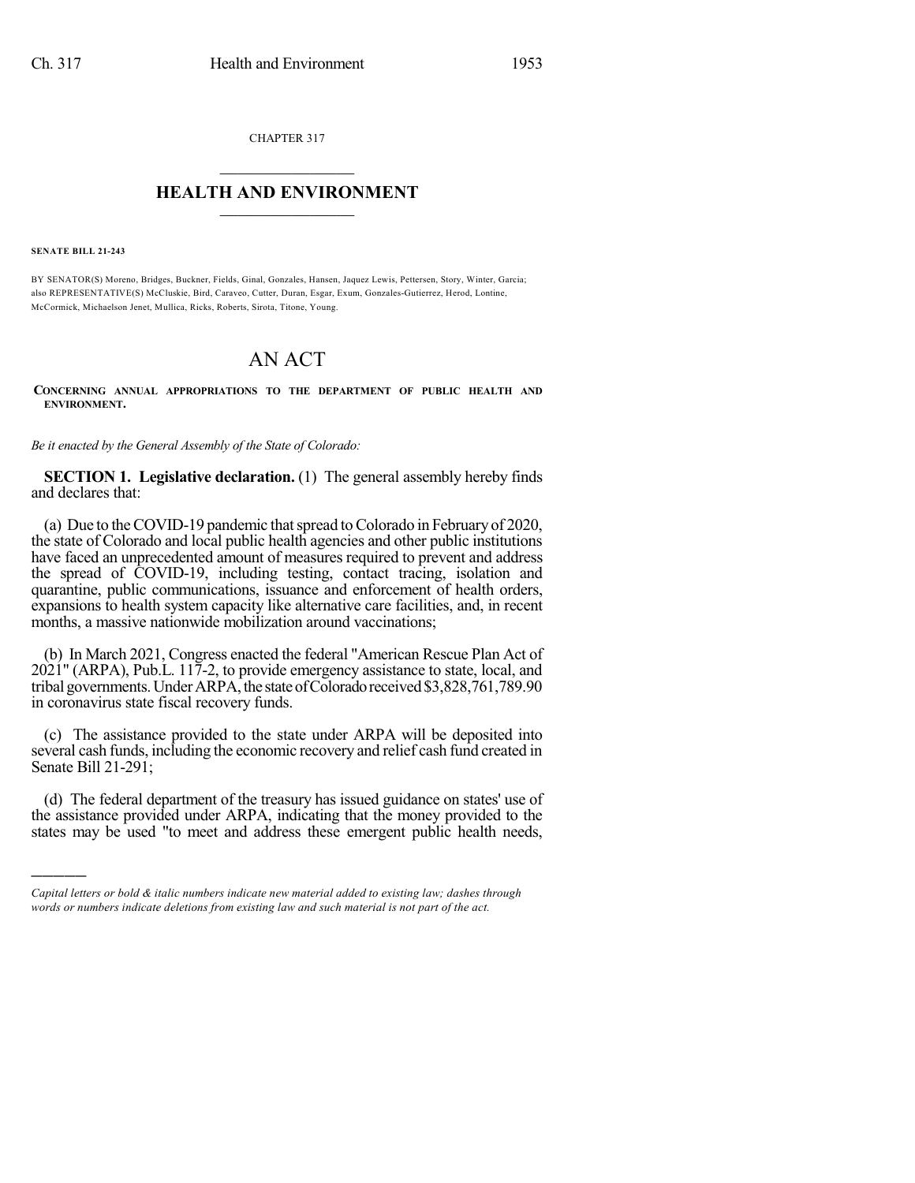CHAPTER 317

# HEALTH AND ENVIRONMENT

**SENATE BILL 21-243**

BY SENATOR(S) Moreno, Bridges, Buckner, Fields, Ginal, Gonzales, Hansen, Jaquez Lewis, Pettersen, Story, Winter, Garcia; also REPRESENTATIVE(S) McCluskie, Bird, Caraveo, Cutter, Duran, Esgar, Exum, Gonzales-Gutierrez, Herod, Lontine, McCormick, Michaelson Jenet, Mullica, Ricks, Roberts, Sirota, Titone, Young.

# AN ACT

**CONCERNING ANNUAL APPROPRIATIONS TO THE DEPARTMENT OF PUBLIC HEALTH AND ENVIRONMENT.**

*Be it enacted by the General Assembly of the State of Colorado:*

**SECTION 1. Legislative declaration.** (1) The general assembly hereby finds and declares that:

(a) Due to the COVID-19 pandemic that spread to Colorado in February of 2020, the state of Colorado and local public health agencies and other public institutions have faced an unprecedented amount of measures required to prevent and address the spread of COVID-19, including testing, contact tracing, isolation and quarantine, public communications, issuance and enforcement of health orders, expansions to health system capacity like alternative care facilities, and, in recent months, a massive nationwide mobilization around vaccinations;

(b) In March 2021, Congress enacted the federal "American Rescue Plan Act of 2021" (ARPA), Pub.L. 117-2, to provide emergency assistance to state, local, and tribal governments. Under ARPA, the state of Colorado received $3,828,761,789.90 in coronavirus state fiscal recovery funds.

(c) The assistance provided to the state under ARPA will be deposited into several cash funds, including the economic recovery and relief cash fund created in Senate Bill 21-291;

(d) The federal department of the treasury has issued guidance on states' use of the assistance provided under ARPA, indicating that the money provided to the states may be used "to meet and address these emergent public health needs,

---

*Capital letters or bold & italic numbers indicate new material added to existing law; dashes through words or numbers indicate deletions from existing law and such material is not part of the act.*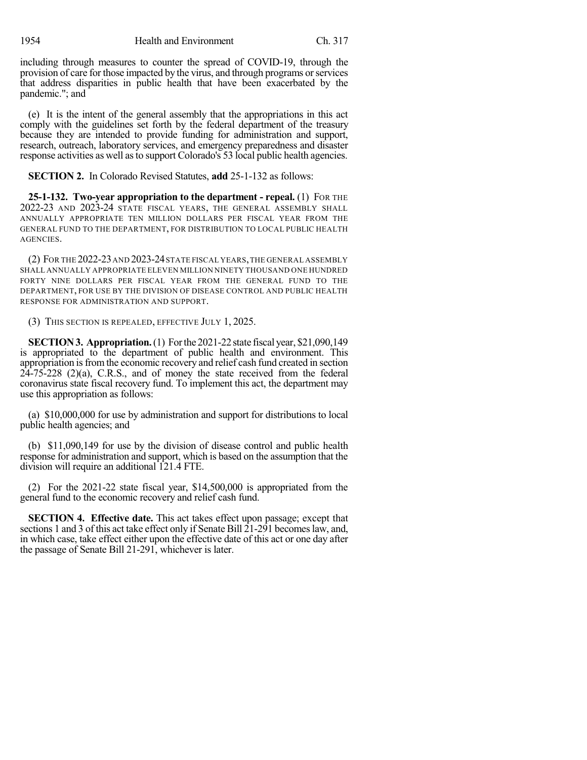including through measures to counter the spread of COVID-19, through the provision of care for those impacted by the virus, and through programs or services that address disparities in public health that have been exacerbated by the pandemic."; and

(e) It is the intent of the general assembly that the appropriations in this act comply with the guidelines set forth by the federal department of the treasury because they are intended to provide funding for administration and support, research, outreach, laboratory services, and emergency preparedness and disaster response activities as well as to support Colorado's 53 local public health agencies.

**SECTION 2.** In Colorado Revised Statutes, **add** 25-1-132 as follows:

**25-1-132. Two-year appropriation to the department - repeal.** (1) FOR THE 2022-23 AND 2023-24 STATE FISCAL YEARS, THE GENERAL ASSEMBLY SHALL ANNUALLY APPROPRIATE TEN MILLION DOLLARS PER FISCAL YEAR FROM THE GENERAL FUND TO THE DEPARTMENT, FOR DISTRIBUTION TO LOCAL PUBLIC HEALTH AGENCIES.

(2) FOR THE 2022-23 AND 2023-24 STATE FISCAL YEARS, THE GENERAL ASSEMBLY SHALL ANNUALLY APPROPRIATE ELEVEN MILLION NINETY THOUSAND ONE HUNDRED FORTY NINE DOLLARS PER FISCAL YEAR FROM THE GENERAL FUND TO THE DEPARTMENT, FOR USE BY THE DIVISION OF DISEASE CONTROL AND PUBLIC HEALTH RESPONSE FOR ADMINISTRATION AND SUPPORT.

(3) THIS SECTION IS REPEALED, EFFECTIVE JULY 1, 2025.

**SECTION 3. Appropriation.** (1) For the 2021-22 state fiscal year, $21,090,149 is appropriated to the department of public health and environment. This appropriation is from the economic recovery and relief cash fund created in section 24-75-228 (2)(a), C.R.S., and of money the state received from the federal coronavirus state fiscal recovery fund. To implement this act, the department may use this appropriation as follows:

(a) $10,000,000 for use by administration and support for distributions to local public health agencies; and

(b) $11,090,149 for use by the division of disease control and public health response for administration and support, which is based on the assumption that the division will require an additional 121.4 FTE.

(2) For the 2021-22 state fiscal year, $14,500,000 is appropriated from the general fund to the economic recovery and relief cash fund.

**SECTION 4. Effective date.** This act takes effect upon passage; except that sections 1 and 3 of this act take effect only if Senate Bill 21-291 becomes law, and, in which case, take effect either upon the effective date of this act or one day after the passage of Senate Bill 21-291, whichever is later.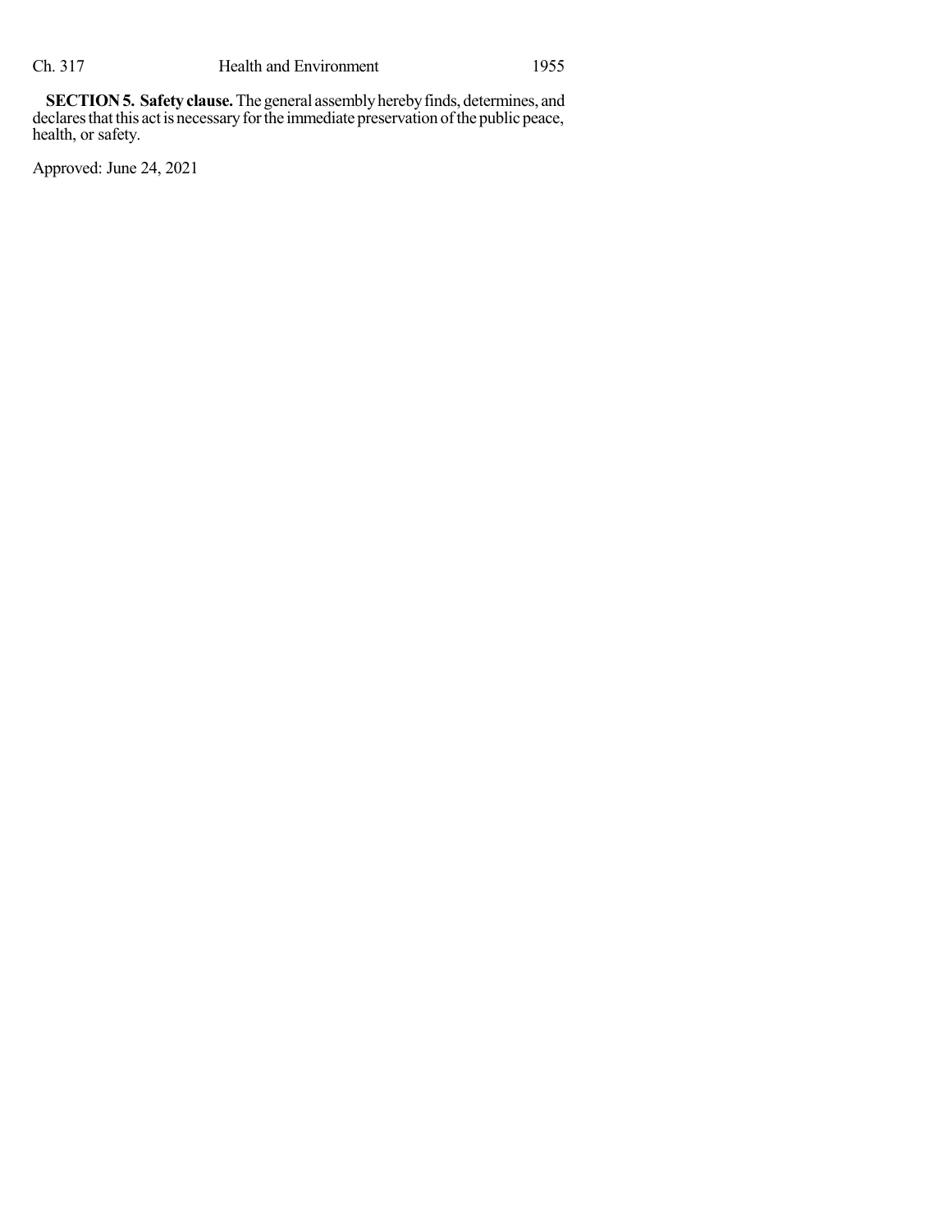**SECTION 5. Safety clause.** The general assembly hereby finds, determines, and declares that this act is necessary for the immediate preservation of the public peace, health, or safety.

Approved: June 24, 2021